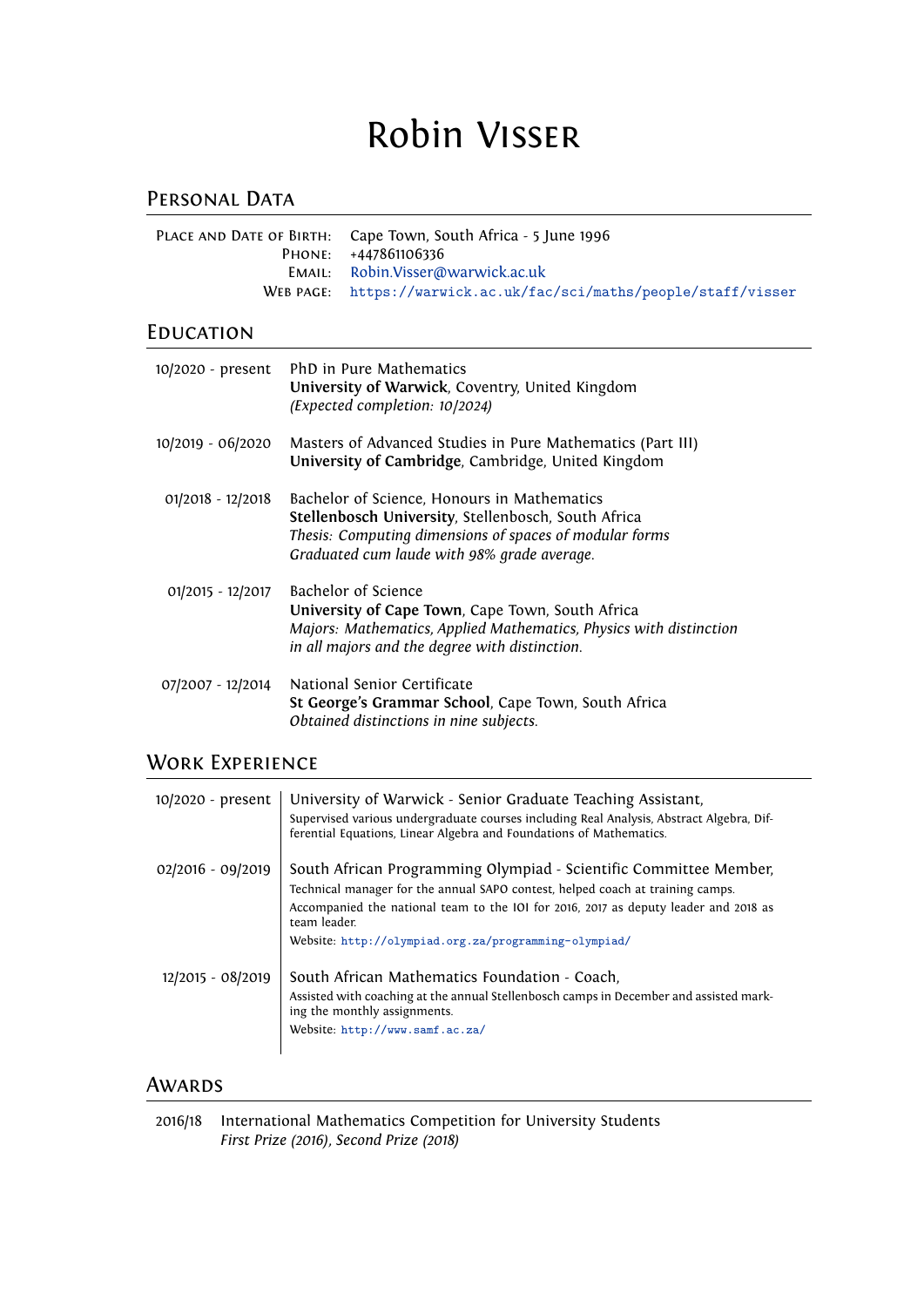# Robin Visser

## Personal Data

**Place and Date of Birth:** Cape Town, South Africa - 5 June 1996
**Phone:** +447861106336
**Email:** Robin.Visser@warwick.ac.uk
**Web page:** https://warwick.ac.uk/fac/sci/maths/people/staff/visser

## Education

**10/2020 - present**
PhD in Pure Mathematics
**University of Warwick**, Coventry, United Kingdom
*(Expected completion: 10/2024)*

**10/2019 - 06/2020**
Masters of Advanced Studies in Pure Mathematics (Part III)
**University of Cambridge**, Cambridge, United Kingdom

**01/2018 - 12/2018**
Bachelor of Science, Honours in Mathematics
**Stellenbosch University**, Stellenbosch, South Africa
*Thesis: Computing dimensions of spaces of modular forms*
*Graduated cum laude with 98% grade average.*

**01/2015 - 12/2017**
Bachelor of Science
**University of Cape Town**, Cape Town, South Africa
*Majors: Mathematics, Applied Mathematics, Physics with distinction in all majors and the degree with distinction.*

**07/2007 - 12/2014**
National Senior Certificate
**St George's Grammar School**, Cape Town, South Africa
*Obtained distinctions in nine subjects.*

## Work Experience

**10/2020 - present**
University of Warwick - Senior Graduate Teaching Assistant,
Supervised various undergraduate courses including Real Analysis, Abstract Algebra, Differential Equations, Linear Algebra and Foundations of Mathematics.

**02/2016 - 09/2019**
South African Programming Olympiad - Scientific Committee Member,
Technical manager for the annual SAPO contest, helped coach at training camps.
Accompanied the national team to the IOI for 2016, 2017 as deputy leader and 2018 as team leader.
Website: http://olympiad.org.za/programming-olympiad/

**12/2015 - 08/2019**
South African Mathematics Foundation - Coach,
Assisted with coaching at the annual Stellenbosch camps in December and assisted marking the monthly assignments.
Website: http://www.samf.ac.za/

## Awards

**2016/18**
International Mathematics Competition for University Students
*First Prize (2016), Second Prize (2018)*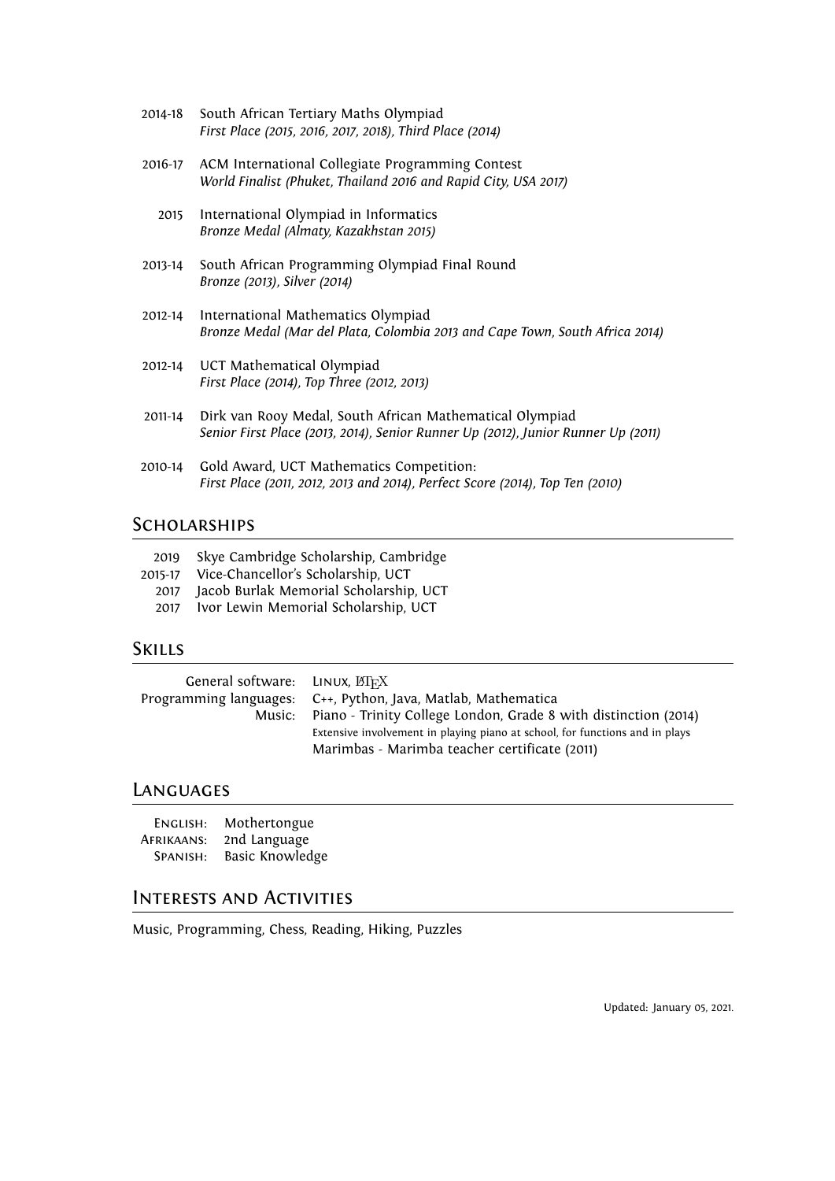2014-18 South African Tertiary Maths Olympiad
*First Place (2015, 2016, 2017, 2018), Third Place (2014)*

2016-17 ACM International Collegiate Programming Contest
*World Finalist (Phuket, Thailand 2016 and Rapid City, USA 2017)*

2015 International Olympiad in Informatics
*Bronze Medal (Almaty, Kazakhstan 2015)*

2013-14 South African Programming Olympiad Final Round
*Bronze (2013), Silver (2014)*

2012-14 International Mathematics Olympiad
*Bronze Medal (Mar del Plata, Colombia 2013 and Cape Town, South Africa 2014)*

2012-14 UCT Mathematical Olympiad
*First Place (2014), Top Three (2012, 2013)*

2011-14 Dirk van Rooy Medal, South African Mathematical Olympiad
*Senior First Place (2013, 2014), Senior Runner Up (2012), Junior Runner Up (2011)*

2010-14 Gold Award, UCT Mathematics Competition:
*First Place (2011, 2012, 2013 and 2014), Perfect Score (2014), Top Ten (2010)*

## Scholarships

2019 Skye Cambridge Scholarship, Cambridge
2015-17 Vice-Chancellor's Scholarship, UCT
2017 Jacob Burlak Memorial Scholarship, UCT
2017 Ivor Lewin Memorial Scholarship, UCT

## Skills

General software: Linux, LaTeX
Programming languages: C++, Python, Java, Matlab, Mathematica
Music: Piano - Trinity College London, Grade 8 with distinction (2014)
Extensive involvement in playing piano at school, for functions and in plays
Marimbas - Marimba teacher certificate (2011)

## Languages

English: Mothertongue
Afrikaans: 2nd Language
Spanish: Basic Knowledge

## Interests and Activities

Music, Programming, Chess, Reading, Hiking, Puzzles

Updated: January 05, 2021.